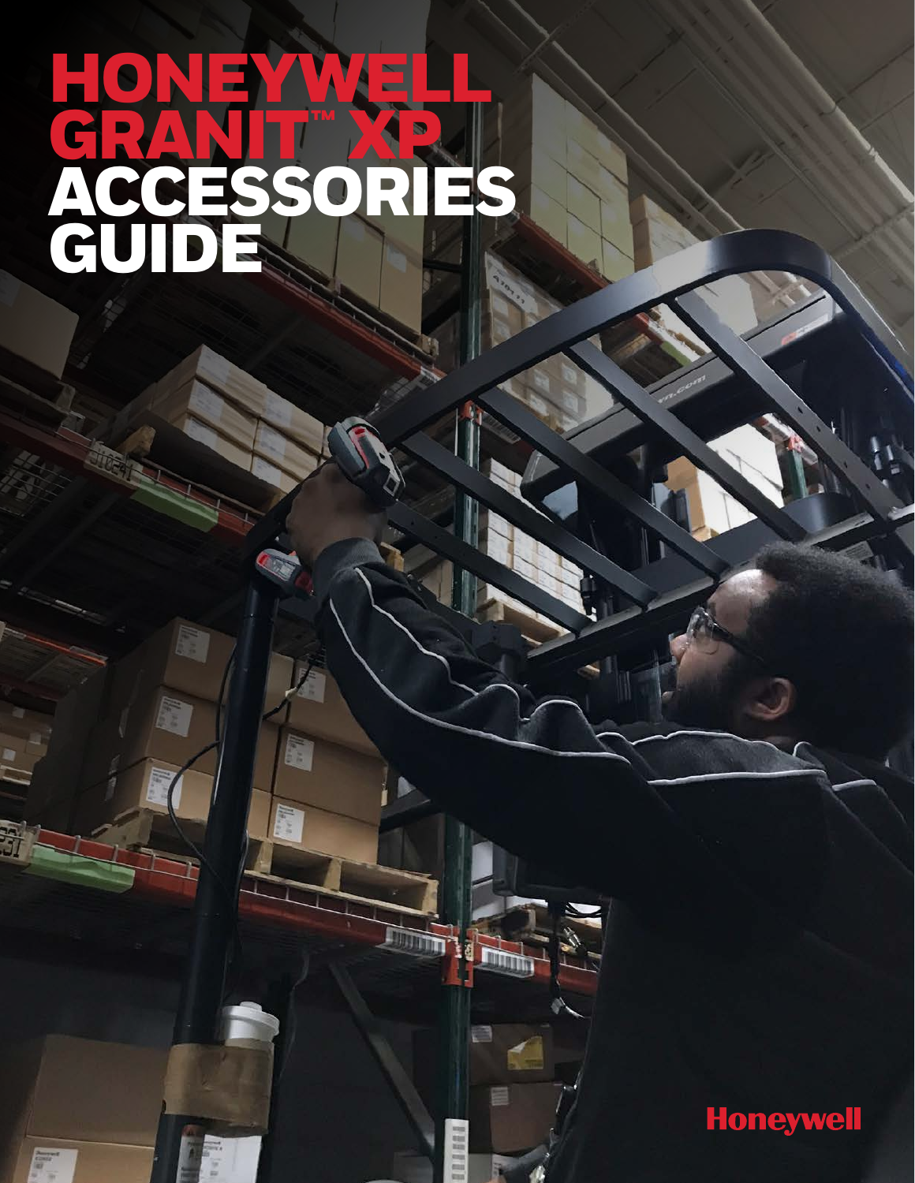# HONEYWELL GRANIT™ XP ACCESSORIES GUIDE

Honeywell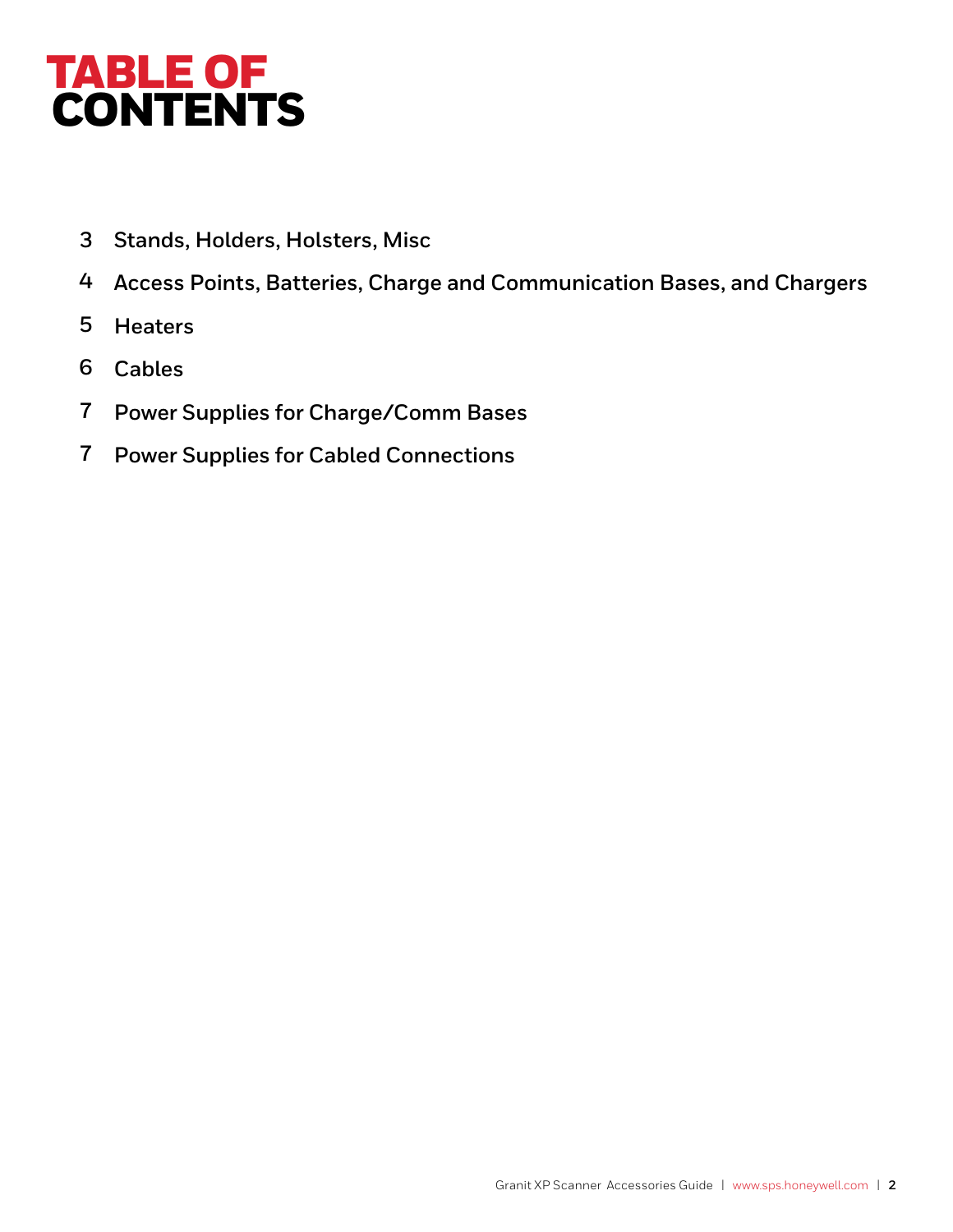# TABLE OF CONTENTS

3 Stands, Holders, Holsters, Misc

4 Access Points, Batteries, Charge and Communication Bases, and Chargers

5 Heaters

6 Cables

7 Power Supplies for Charge/Comm Bases

7 Power Supplies for Cabled Connections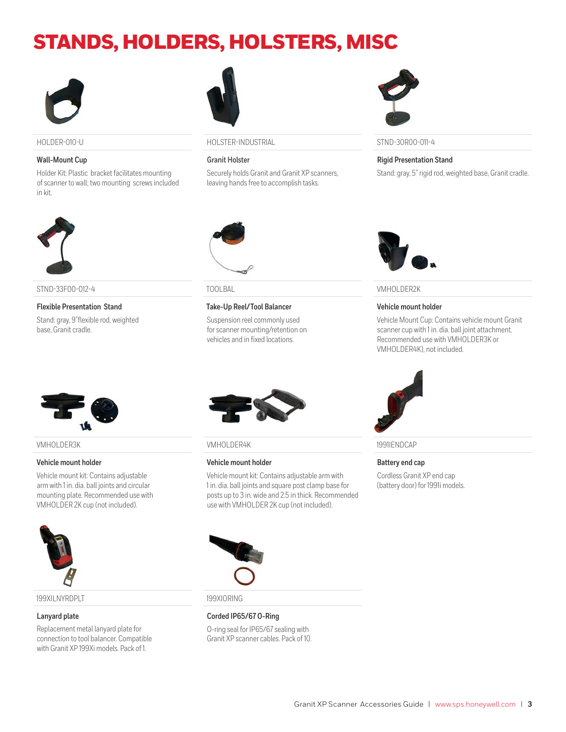# STANDS, HOLDERS, HOLSTERS, MISC

HOLDER-010-U

**Wall-Mount Cup**

Holder Kit: Plastic bracket facilitates mounting of scanner to wall; two mounting screws included in kit.

HOLSTER-INDUSTRIAL

**Granit Holster**

Securely holds Granit and Granit XP scanners, leaving hands free to accomplish tasks.

STND-30R00-011-4

**Rigid Presentation Stand**

Stand: gray, 5" rigid rod, weighted base, Granit cradle.

STND-33F00-012-4

**Flexible Presentation Stand**

Stand: gray, 9"flexible rod, weighted base, Granit cradle.

TOOLBAL

**Take-Up Reel/Tool Balancer**

Suspension reel commonly used for scanner mounting/retention on vehicles and in fixed locations.

VMHOLDER2K

**Vehicle mount holder**

Vehicle Mount Cup: Contains vehicle mount Granit scanner cup with 1 in. dia. ball joint attachment. Recommended use with VMHOLDER3K or VMHOLDER4K), not included.

VMHOLDER3K

**Vehicle mount holder**

Vehicle mount kit: Contains adjustable arm with 1 in. dia. ball joints and circular mounting plate. Recommended use with VMHOLDER 2K cup (not included).

VMHOLDER4K

**Vehicle mount holder**

Vehicle mount kit: Contains adjustable arm with 1 in. dia. ball joints and square post clamp base for posts up to 3 in. wide and 2.5 in thick. Recommended use with VMHOLDER 2K cup (not included).

1991IENDCAP

**Battery end cap**

Cordless Granit XP end cap (battery door) for 1991i models.

199XILNYRDPLT

**Lanyard plate**

Replacement metal lanyard plate for connection to tool balancer. Compatible with Granit XP 199Xi models. Pack of 1.

199XIORING

**Corded IP65/67 O-Ring**

O-ring seal for IP65/67 sealing with Granit XP scanner cables. Pack of 10.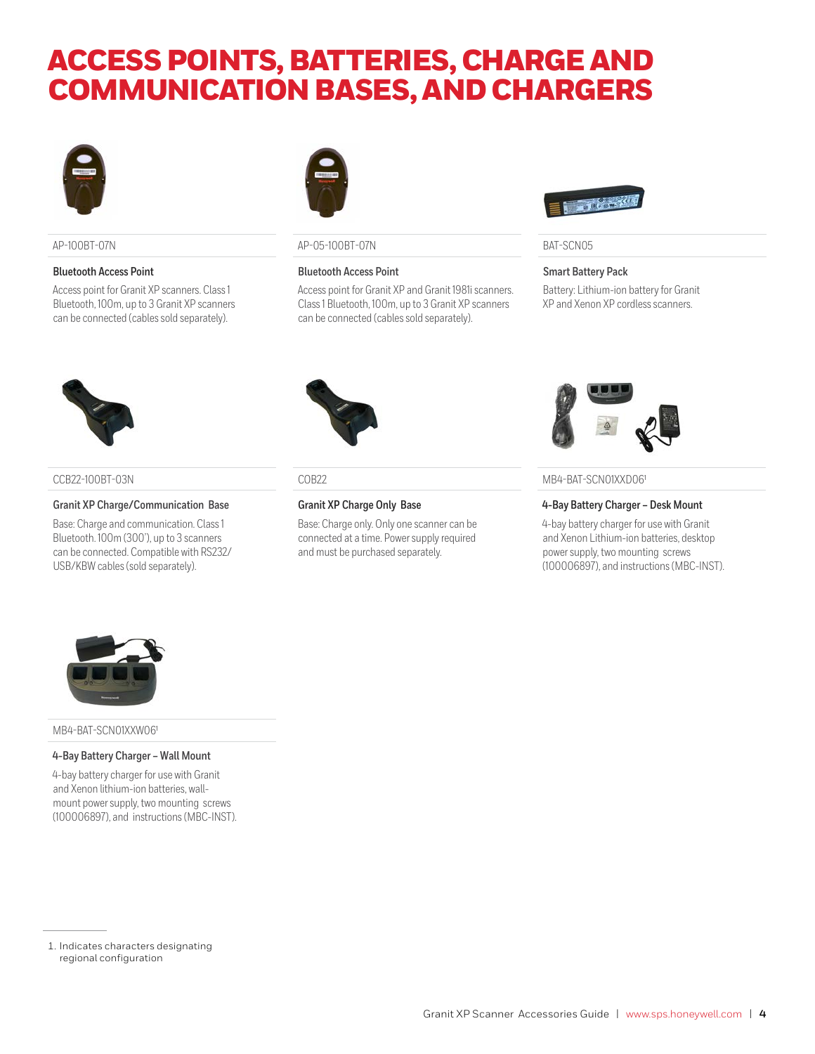# ACCESS POINTS, BATTERIES, CHARGE AND COMMUNICATION BASES, AND CHARGERS

AP-100BT-07N

**Bluetooth Access Point**

Access point for Granit XP scanners. Class 1 Bluetooth, 100m, up to 3 Granit XP scanners can be connected (cables sold separately).

AP-05-100BT-07N

**Bluetooth Access Point**

Access point for Granit XP and Granit 1981i scanners. Class 1 Bluetooth, 100m, up to 3 Granit XP scanners can be connected (cables sold separately).

BAT-SCN05

**Smart Battery Pack**

Battery: Lithium-ion battery for Granit XP and Xenon XP cordless scanners.

CCB22-100BT-03N

**Granit XP Charge/Communication Base**

Base: Charge and communication. Class 1 Bluetooth. 100m (300'), up to 3 scanners can be connected. Compatible with RS232/ USB/KBW cables (sold separately).

COB22

**Granit XP Charge Only Base**

Base: Charge only. Only one scanner can be connected at a time. Power supply required and must be purchased separately.

MB4-BAT-SCN01XXD06[1]

**4-Bay Battery Charger – Desk Mount**

4-bay battery charger for use with Granit and Xenon Lithium-ion batteries, desktop power supply, two mounting screws (100006897), and instructions (MBC-INST).

MB4-BAT-SCN01XXW06[1]

**4-Bay Battery Charger – Wall Mount**

4-bay battery charger for use with Granit and Xenon lithium-ion batteries, wall-mount power supply, two mounting screws (100006897), and instructions (MBC-INST).

1. Indicates characters designating regional configuration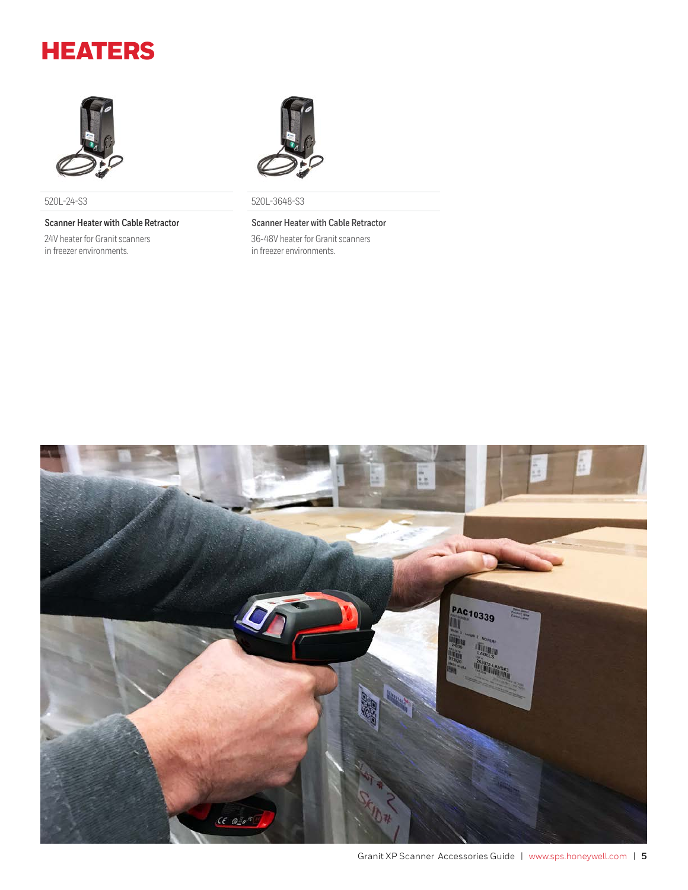# HEATERS

520L-24-S3

**Scanner Heater with Cable Retractor**

24V heater for Granit scanners in freezer environments.

520L-3648-S3

**Scanner Heater with Cable Retractor**

36-48V heater for Granit scanners in freezer environments.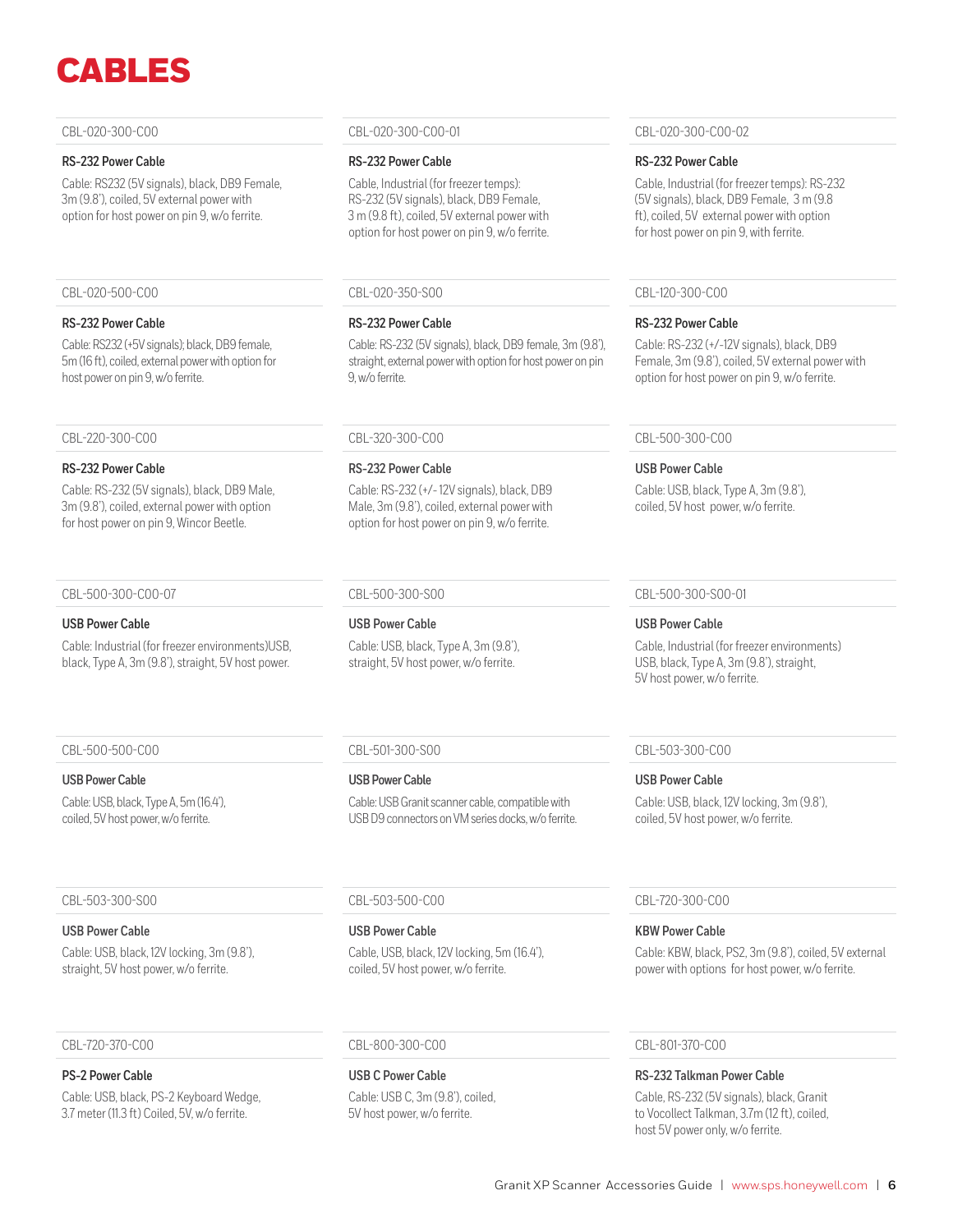# CABLES

CBL-020-300-C00

**RS-232 Power Cable**

Cable: RS232 (5V signals), black, DB9 Female, 3m (9.8'), coiled, 5V external power with option for host power on pin 9, w/o ferrite.

CBL-020-300-C00-01

**RS-232 Power Cable**

Cable, Industrial (for freezer temps): RS-232 (5V signals), black, DB9 Female, 3 m (9.8 ft), coiled, 5V external power with option for host power on pin 9, w/o ferrite.

CBL-020-300-C00-02

**RS-232 Power Cable**

Cable, Industrial (for freezer temps): RS-232 (5V signals), black, DB9 Female, 3 m (9.8 ft), coiled, 5V external power with option for host power on pin 9, with ferrite.

CBL-020-500-C00

**RS-232 Power Cable**

Cable: RS232 (+5V signals); black, DB9 female, 5m (16 ft), coiled, external power with option for host power on pin 9, w/o ferrite.

CBL-020-350-S00

**RS-232 Power Cable**

Cable: RS-232 (5V signals), black, DB9 female, 3m (9.8'), straight, external power with option for host power on pin 9, w/o ferrite.

CBL-120-300-C00

**RS-232 Power Cable**

Cable: RS-232 (+/-12V signals), black, DB9 Female, 3m (9.8'), coiled, 5V external power with option for host power on pin 9, w/o ferrite.

CBL-220-300-C00

**RS-232 Power Cable**

Cable: RS-232 (5V signals), black, DB9 Male, 3m (9.8'), coiled, external power with option for host power on pin 9, Wincor Beetle.

CBL-320-300-C00

**RS-232 Power Cable**

Cable: RS-232 (+/- 12V signals), black, DB9 Male, 3m (9.8'), coiled, external power with option for host power on pin 9, w/o ferrite.

CBL-500-300-C00

**USB Power Cable**

Cable: USB, black, Type A, 3m (9.8'), coiled, 5V host power, w/o ferrite.

CBL-500-300-C00-07

**USB Power Cable**

Cable: Industrial (for freezer environments)USB, black, Type A, 3m (9.8'), straight, 5V host power.

CBL-500-300-S00

**USB Power Cable**

Cable: USB, black, Type A, 3m (9.8'), straight, 5V host power, w/o ferrite.

CBL-500-300-S00-01

**USB Power Cable**

Cable, Industrial (for freezer environments) USB, black, Type A, 3m (9.8'), straight, 5V host power, w/o ferrite.

CBL-500-500-C00

**USB Power Cable**

Cable: USB, black, Type A, 5m (16.4'), coiled, 5V host power, w/o ferrite.

CBL-501-300-S00

**USB Power Cable**

Cable: USB Granit scanner cable, compatible with USB D9 connectors on VM series docks, w/o ferrite.

CBL-503-300-C00

**USB Power Cable**

Cable: USB, black, 12V locking, 3m (9.8'), coiled, 5V host power, w/o ferrite.

CBL-503-300-S00

**USB Power Cable**

Cable: USB, black, 12V locking, 3m (9.8'), straight, 5V host power, w/o ferrite.

CBL-503-500-C00

**USB Power Cable**

Cable, USB, black, 12V locking, 5m (16.4'), coiled, 5V host power, w/o ferrite.

CBL-720-300-C00

**KBW Power Cable**

Cable: KBW, black, PS2, 3m (9.8'), coiled, 5V external power with options for host power, w/o ferrite.

CBL-720-370-C00

**PS-2 Power Cable**

Cable: USB, black, PS-2 Keyboard Wedge, 3.7 meter (11.3 ft) Coiled, 5V, w/o ferrite.

CBL-800-300-C00

**USB C Power Cable**

Cable: USB C, 3m (9.8'), coiled, 5V host power, w/o ferrite.

CBL-801-370-C00

**RS-232 Talkman Power Cable**

Cable, RS-232 (5V signals), black, Granit to Vocollect Talkman, 3.7m (12 ft), coiled, host 5V power only, w/o ferrite.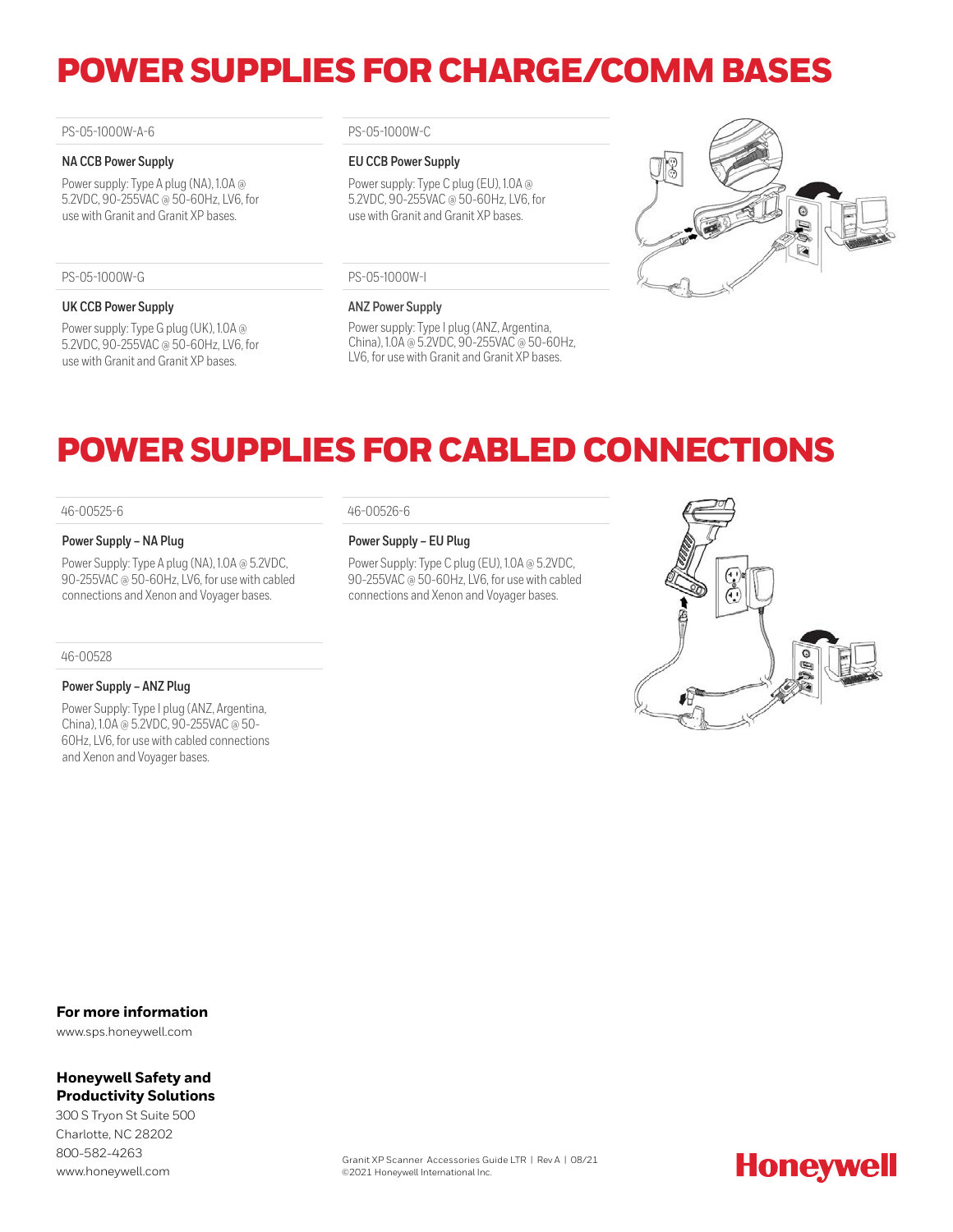# POWER SUPPLIES FOR CHARGE/COMM BASES

PS-05-1000W-A-6

**NA CCB Power Supply**

Power supply: Type A plug (NA), 1.0A @ 5.2VDC, 90-255VAC @ 50-60Hz, LV6, for use with Granit and Granit XP bases.

PS-05-1000W-C

**EU CCB Power Supply**

Power supply: Type C plug (EU), 1.0A @ 5.2VDC, 90-255VAC @ 50-60Hz, LV6, for use with Granit and Granit XP bases.

PS-05-1000W-G

**UK CCB Power Supply**

Power supply: Type G plug (UK), 1.0A @ 5.2VDC, 90-255VAC @ 50-60Hz, LV6, for use with Granit and Granit XP bases.

PS-05-1000W-I

**ANZ Power Supply**

Power supply: Type I plug (ANZ, Argentina, China), 1.0A @ 5.2VDC, 90-255VAC @ 50-60Hz, LV6, for use with Granit and Granit XP bases.

# POWER SUPPLIES FOR CABLED CONNECTIONS

46-00525-6

**Power Supply – NA Plug**

Power Supply: Type A plug (NA), 1.0A @ 5.2VDC, 90-255VAC @ 50-60Hz, LV6, for use with cabled connections and Xenon and Voyager bases.

46-00526-6

**Power Supply – EU Plug**

Power Supply: Type C plug (EU), 1.0A @ 5.2VDC, 90-255VAC @ 50-60Hz, LV6, for use with cabled connections and Xenon and Voyager bases.

46-00528

**Power Supply – ANZ Plug**

Power Supply: Type I plug (ANZ, Argentina, China), 1.0A @ 5.2VDC, 90-255VAC @ 50-60Hz, LV6, for use with cabled connections and Xenon and Voyager bases.

**For more information**

www.sps.honeywell.com

**Honeywell Safety and Productivity Solutions**

300 S Tryon St Suite 500
Charlotte, NC 28202
800-582-4263
www.honeywell.com

Granit XP Scanner Accessories Guide LTR | Rev A | 08/21
©2021 Honeywell International Inc.

Honeywell